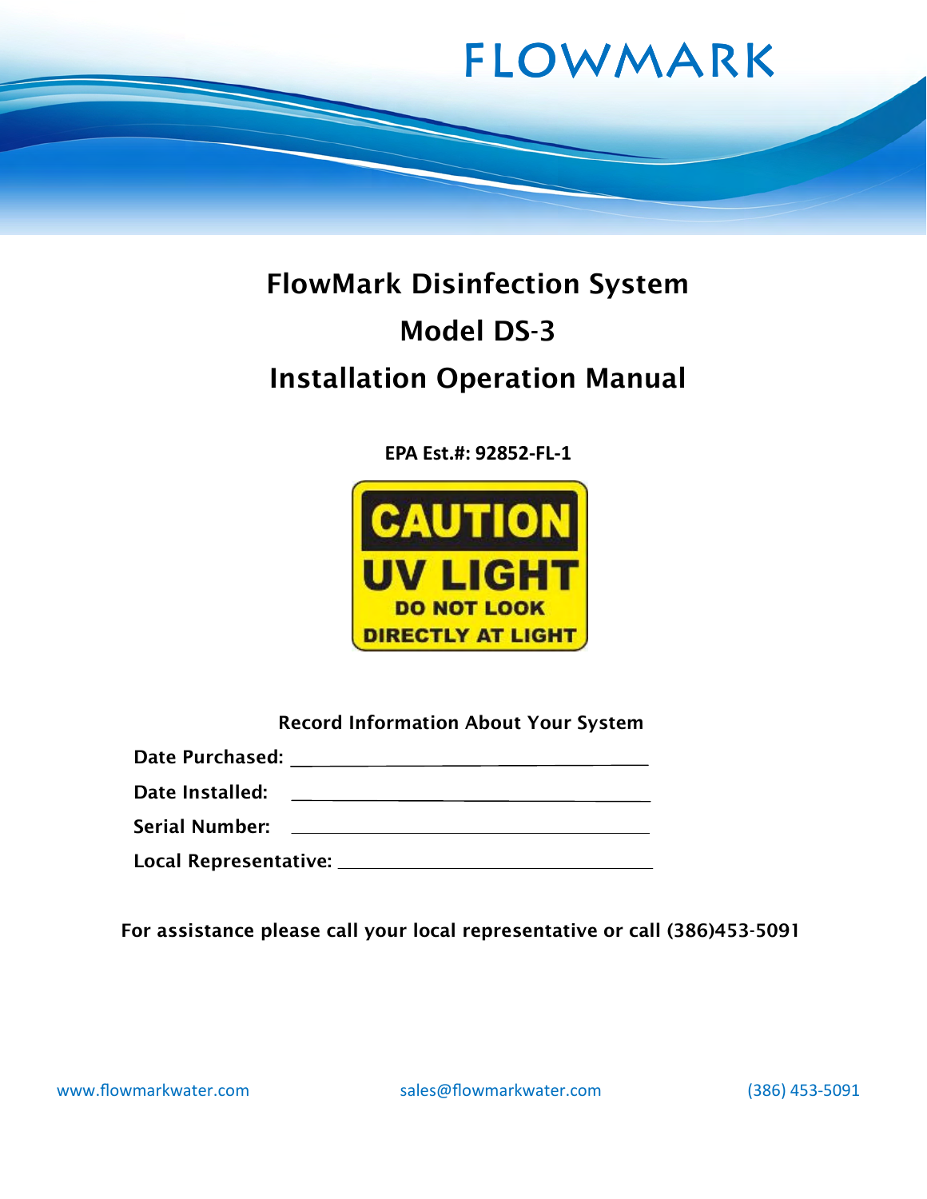FLOWMARK

# FlowMark Disinfection System

# Model DS-3

# Installation Operation Manual

**EPA Est.#: 92852-FL-1**

**CAUTION**

**UV LIGHT**

**DO NOT LOOK DIRECTLY AT LIGHT**

**Record Information About Your System**

**Date Purchased:** ______________________________

**Date Installed:** ______________________________

**Serial Number:** ______________________________

**Local Representative:** __________________________

**For assistance please call your local representative or call (386)453-5091**

www.flowmarkwater.com sales@flowmarkwater.com (386) 453-5091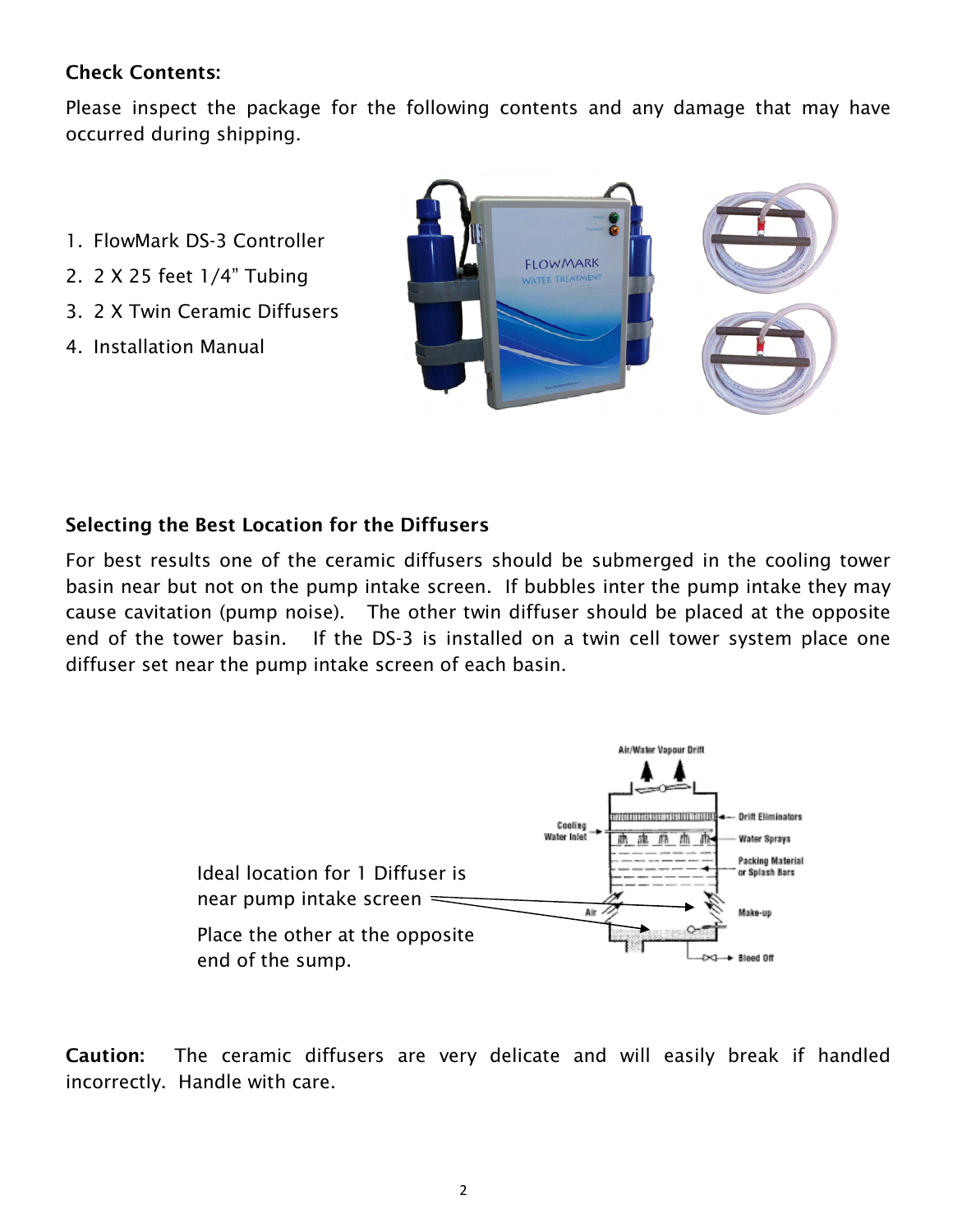**Check Contents:**

Please inspect the package for the following contents and any damage that may have occurred during shipping.

1. FlowMark DS-3 Controller
2. 2 X 25 feet 1/4" Tubing
3. 2 X Twin Ceramic Diffusers
4. Installation Manual

**Selecting the Best Location for the Diffusers**

For best results one of the ceramic diffusers should be submerged in the cooling tower basin near but not on the pump intake screen. If bubbles inter the pump intake they may cause cavitation (pump noise). The other twin diffuser should be placed at the opposite end of the tower basin. If the DS-3 is installed on a twin cell tower system place one diffuser set near the pump intake screen of each basin.

Ideal location for 1 Diffuser is near pump intake screen

Place the other at the opposite end of the sump.

**Caution:** The ceramic diffusers are very delicate and will easily break if handled incorrectly. Handle with care.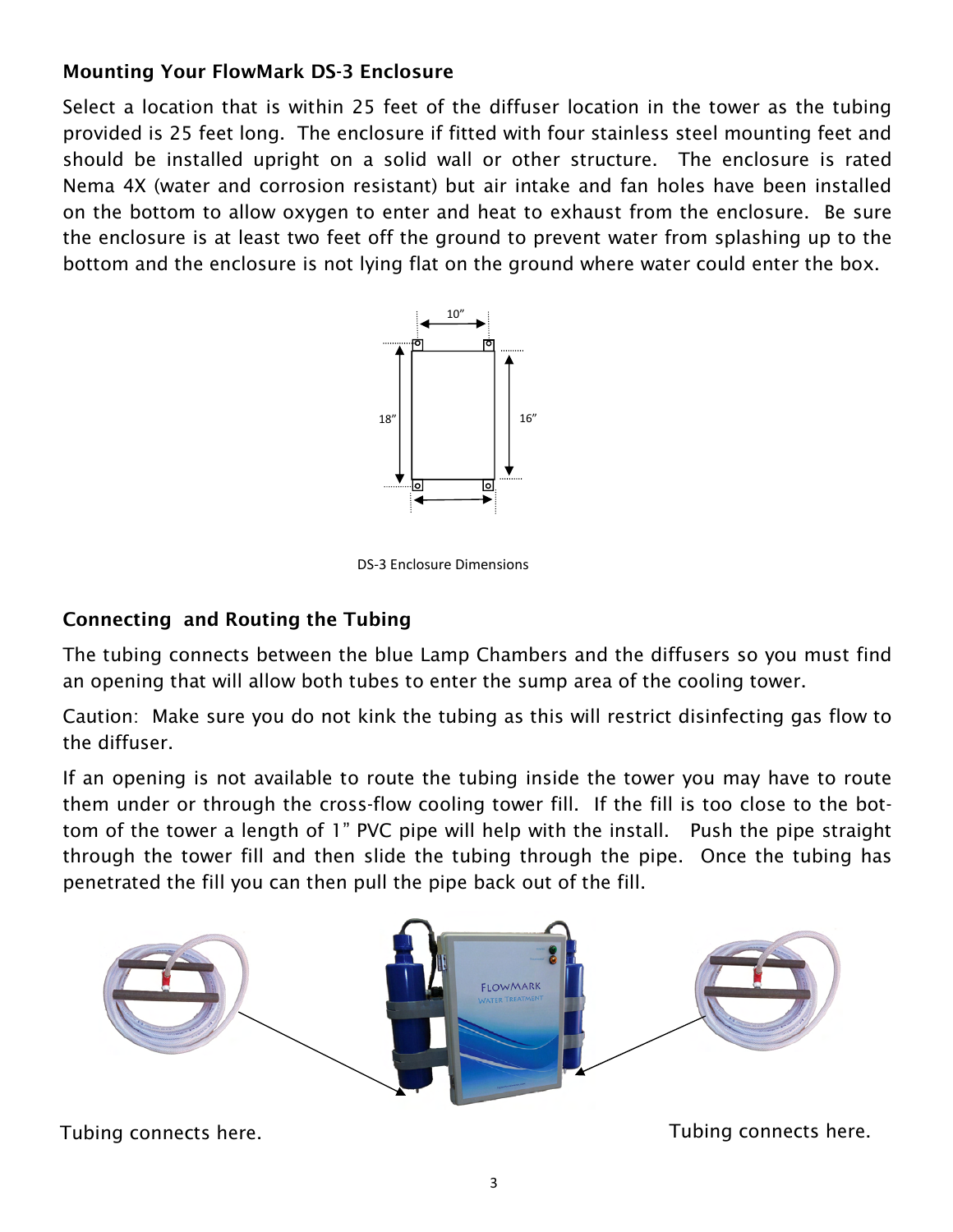### Mounting Your FlowMark DS-3 Enclosure

Select a location that is within 25 feet of the diffuser location in the tower as the tubing provided is 25 feet long. The enclosure if fitted with four stainless steel mounting feet and should be installed upright on a solid wall or other structure. The enclosure is rated Nema 4X (water and corrosion resistant) but air intake and fan holes have been installed on the bottom to allow oxygen to enter and heat to exhaust from the enclosure. Be sure the enclosure is at least two feet off the ground to prevent water from splashing up to the bottom and the enclosure is not lying flat on the ground where water could enter the box.

10”

18”

16”

DS-3 Enclosure Dimensions

### Connecting and Routing the Tubing

The tubing connects between the blue Lamp Chambers and the diffusers so you must find an opening that will allow both tubes to enter the sump area of the cooling tower.

Caution: Make sure you do not kink the tubing as this will restrict disinfecting gas flow to the diffuser.

If an opening is not available to route the tubing inside the tower you may have to route them under or through the cross-flow cooling tower fill. If the fill is too close to the bottom of the tower a length of 1” PVC pipe will help with the install. Push the pipe straight through the tower fill and then slide the tubing through the pipe. Once the tubing has penetrated the fill you can then pull the pipe back out of the fill.

Tubing connects here.

Tubing connects here.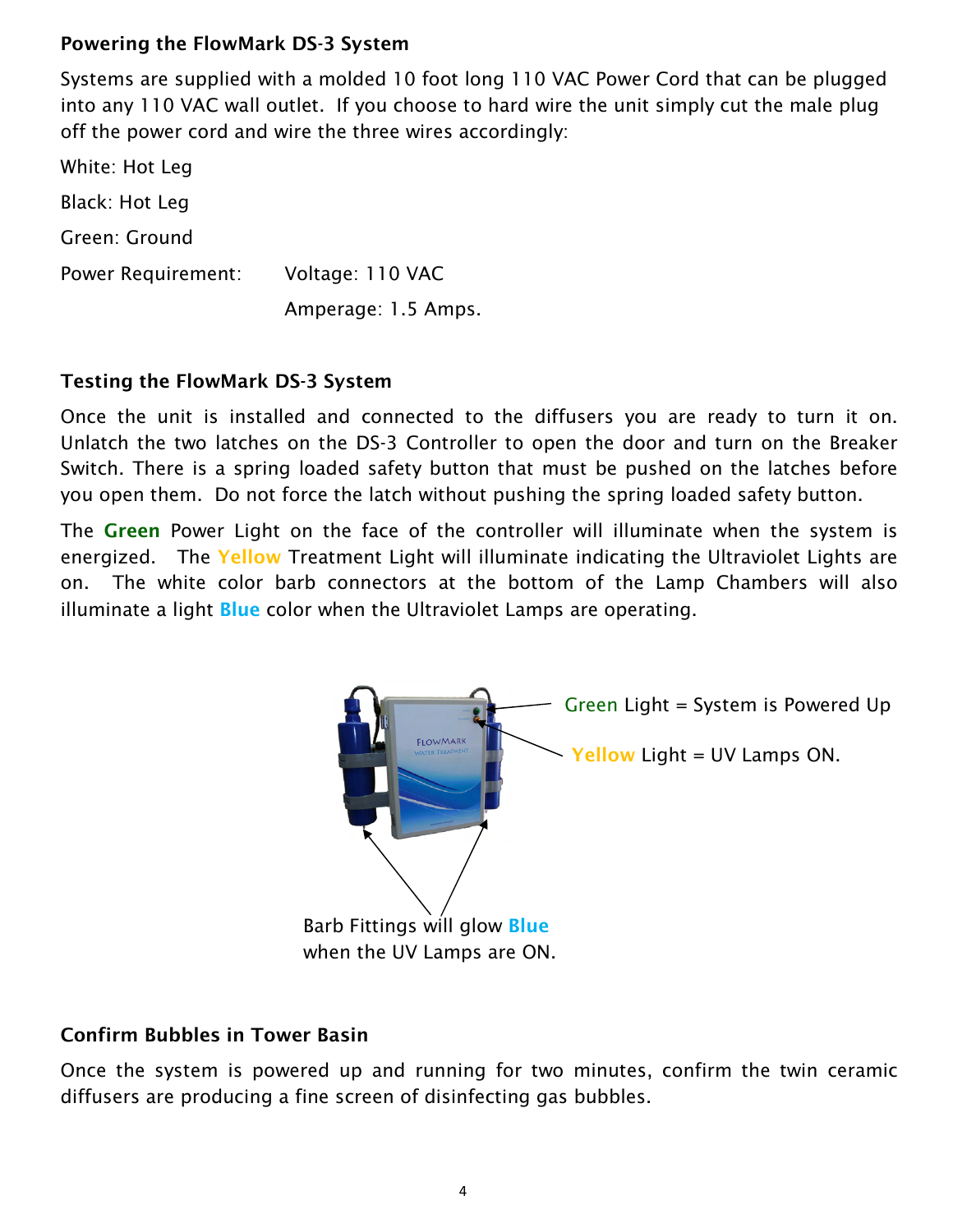### Powering the FlowMark DS-3 System

Systems are supplied with a molded 10 foot long 110 VAC Power Cord that can be plugged into any 110 VAC wall outlet. If you choose to hard wire the unit simply cut the male plug off the power cord and wire the three wires accordingly:

White: Hot Leg

Black: Hot Leg

Green: Ground

Power Requirement: Voltage: 110 VAC

Amperage: 1.5 Amps.

### Testing the FlowMark DS-3 System

Once the unit is installed and connected to the diffusers you are ready to turn it on. Unlatch the two latches on the DS-3 Controller to open the door and turn on the Breaker Switch. There is a spring loaded safety button that must be pushed on the latches before you open them. Do not force the latch without pushing the spring loaded safety button.

The **Green** Power Light on the face of the controller will illuminate when the system is energized. The **Yellow** Treatment Light will illuminate indicating the Ultraviolet Lights are on. The white color barb connectors at the bottom of the Lamp Chambers will also illuminate a light **Blue** color when the Ultraviolet Lamps are operating.

Green Light = System is Powered Up

**Yellow** Light = UV Lamps ON.

Barb Fittings will glow **Blue** when the UV Lamps are ON.

### Confirm Bubbles in Tower Basin

Once the system is powered up and running for two minutes, confirm the twin ceramic diffusers are producing a fine screen of disinfecting gas bubbles.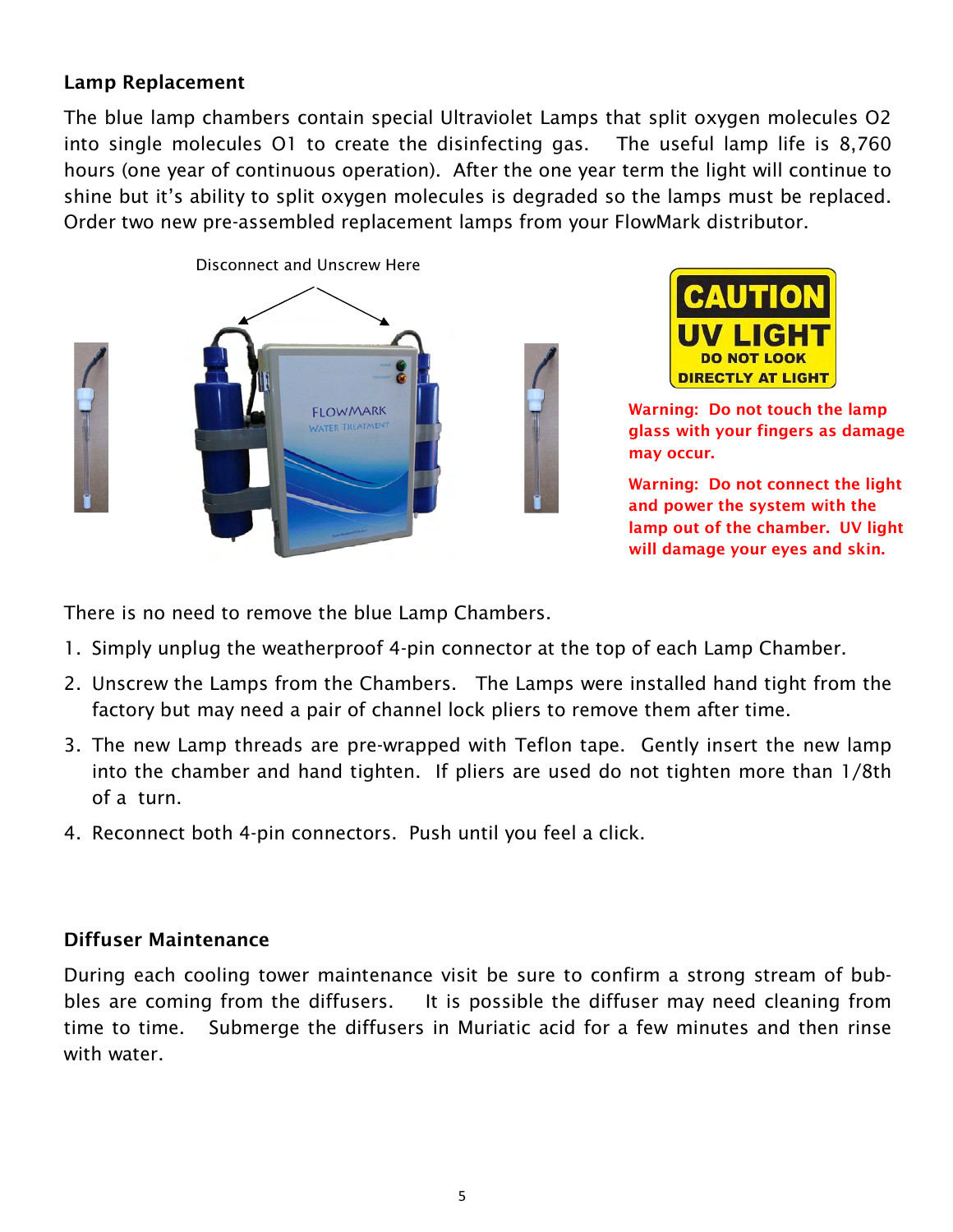## Lamp Replacement

The blue lamp chambers contain special Ultraviolet Lamps that split oxygen molecules O2 into single molecules O1 to create the disinfecting gas. The useful lamp life is 8,760 hours (one year of continuous operation). After the one year term the light will continue to shine but it's ability to split oxygen molecules is degraded so the lamps must be replaced. Order two new pre-assembled replacement lamps from your FlowMark distributor.

Disconnect and Unscrew Here

CAUTION UV LIGHT DO NOT LOOK DIRECTLY AT LIGHT

**Warning: Do not touch the lamp glass with your fingers as damage may occur.**

**Warning: Do not connect the light and power the system with the lamp out of the chamber. UV light will damage your eyes and skin.**

There is no need to remove the blue Lamp Chambers.

1. Simply unplug the weatherproof 4-pin connector at the top of each Lamp Chamber.
2. Unscrew the Lamps from the Chambers. The Lamps were installed hand tight from the factory but may need a pair of channel lock pliers to remove them after time.
3. The new Lamp threads are pre-wrapped with Teflon tape. Gently insert the new lamp into the chamber and hand tighten. If pliers are used do not tighten more than 1/8th of a turn.
4. Reconnect both 4-pin connectors. Push until you feel a click.

## Diffuser Maintenance

During each cooling tower maintenance visit be sure to confirm a strong stream of bubbles are coming from the diffusers. It is possible the diffuser may need cleaning from time to time. Submerge the diffusers in Muriatic acid for a few minutes and then rinse with water.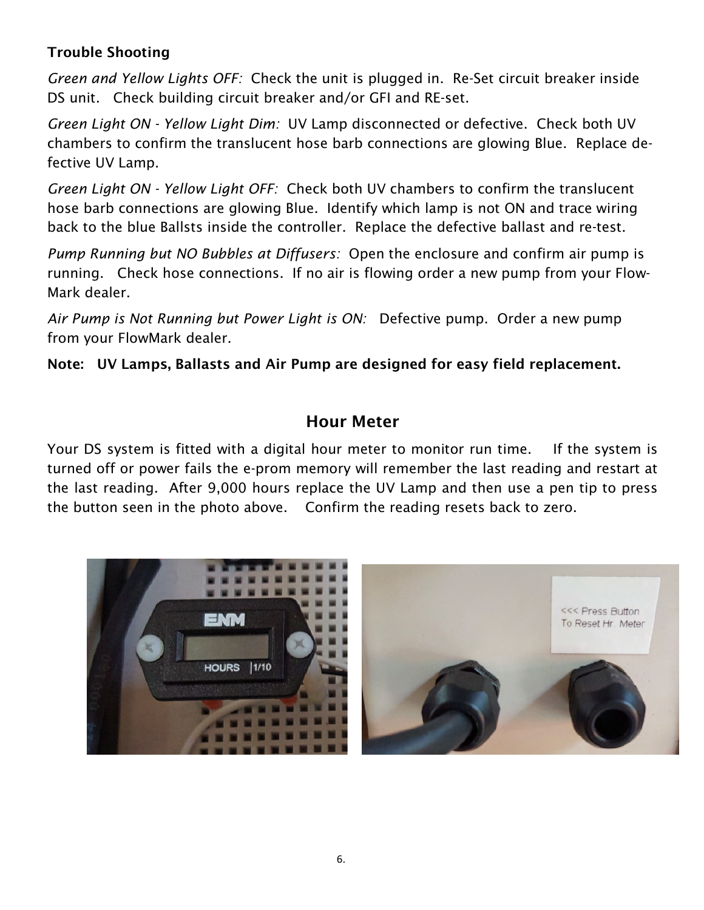**Trouble Shooting**

*Green and Yellow Lights OFF:* Check the unit is plugged in. Re-Set circuit breaker inside DS unit. Check building circuit breaker and/or GFI and RE-set.

*Green Light ON - Yellow Light Dim:* UV Lamp disconnected or defective. Check both UV chambers to confirm the translucent hose barb connections are glowing Blue. Replace defective UV Lamp.

*Green Light ON - Yellow Light OFF:* Check both UV chambers to confirm the translucent hose barb connections are glowing Blue. Identify which lamp is not ON and trace wiring back to the blue Ballsts inside the controller. Replace the defective ballast and re-test.

*Pump Running but NO Bubbles at Diffusers:* Open the enclosure and confirm air pump is running. Check hose connections. If no air is flowing order a new pump from your Flow-Mark dealer.

*Air Pump is Not Running but Power Light is ON:* Defective pump. Order a new pump from your FlowMark dealer.

**Note: UV Lamps, Ballasts and Air Pump are designed for easy field replacement.**

## Hour Meter

Your DS system is fitted with a digital hour meter to monitor run time. If the system is turned off or power fails the e-prom memory will remember the last reading and restart at the last reading. After 9,000 hours replace the UV Lamp and then use a pen tip to press the button seen in the photo above. Confirm the reading resets back to zero.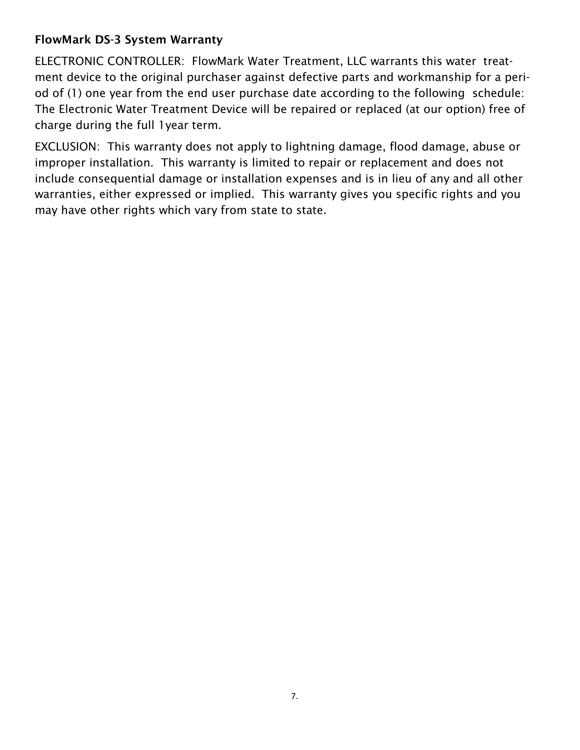**FlowMark DS-3 System Warranty**

ELECTRONIC CONTROLLER: FlowMark Water Treatment, LLC warrants this water treatment device to the original purchaser against defective parts and workmanship for a period of (1) one year from the end user purchase date according to the following schedule: The Electronic Water Treatment Device will be repaired or replaced (at our option) free of charge during the full 1year term.

EXCLUSION: This warranty does not apply to lightning damage, flood damage, abuse or improper installation. This warranty is limited to repair or replacement and does not include consequential damage or installation expenses and is in lieu of any and all other warranties, either expressed or implied. This warranty gives you specific rights and you may have other rights which vary from state to state.